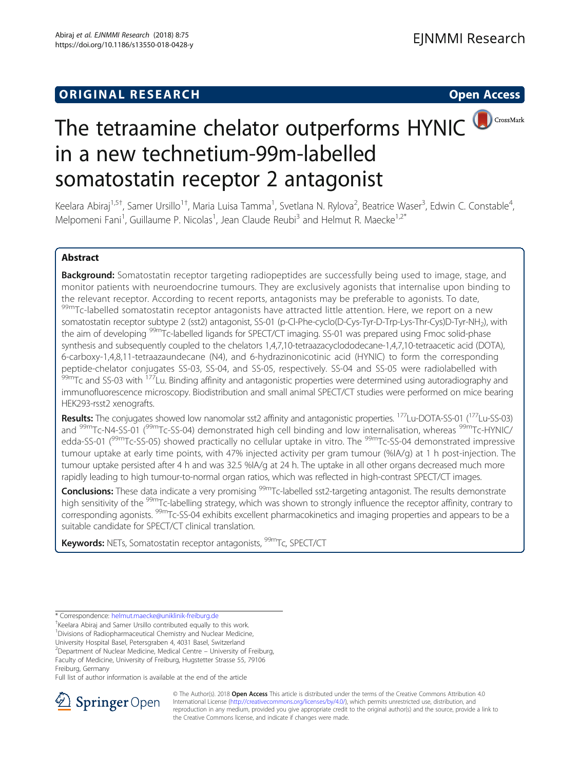ORIGINAL RESEARCH

Open Access

# The tetraamine chelator outperforms HYNIC in a new technetium-99m-labelled somatostatin receptor 2 antagonist

Keelara Abiraj[1,5†], Samer Ursillo[1†], Maria Luisa Tamma[1], Svetlana N. Rylova[2], Beatrice Waser[3], Edwin C. Constable[4], Melpomeni Fani[1], Guillaume P. Nicolas[1], Jean Claude Reubi[3] and Helmut R. Maecke[1,2*]

## Abstract

**Background:** Somatostatin receptor targeting radiopeptides are successfully being used to image, stage, and monitor patients with neuroendocrine tumours. They are exclusively agonists that internalise upon binding to the relevant receptor. According to recent reports, antagonists may be preferable to agonists. To date, $^{99m}$Tc-labelled somatostatin receptor antagonists have attracted little attention. Here, we report on a new somatostatin receptor subtype 2 (sst2) antagonist, SS-01 (p-Cl-Phe-cyclo(D-Cys-Tyr-D-Trp-Lys-Thr-Cys)D-Tyr-NH$_2$), with the aim of developing $^{99m}$Tc-labelled ligands for SPECT/CT imaging. SS-01 was prepared using Fmoc solid-phase synthesis and subsequently coupled to the chelators 1,4,7,10-tetraazacyclododecane-1,4,7,10-tetraacetic acid (DOTA), 6-carboxy-1,4,8,11-tetraazaundecane (N4), and 6-hydrazinonicotinic acid (HYNIC) to form the corresponding peptide-chelator conjugates SS-03, SS-04, and SS-05, respectively. SS-04 and SS-05 were radiolabelled with $^{99m}$Tc and SS-03 with $^{177}$Lu. Binding affinity and antagonistic properties were determined using autoradiography and immunofluorescence microscopy. Biodistribution and small animal SPECT/CT studies were performed on mice bearing HEK293-rsst2 xenografts.

**Results:** The conjugates showed low nanomolar sst2 affinity and antagonistic properties. $^{177}$Lu-DOTA-SS-01 ($^{177}$Lu-SS-03) and $^{99m}$Tc-N4-SS-01 ($^{99m}$Tc-SS-04) demonstrated high cell binding and low internalisation, whereas $^{99m}$Tc-HYNIC/edda-SS-01 ($^{99m}$Tc-SS-05) showed practically no cellular uptake in vitro. The $^{99m}$Tc-SS-04 demonstrated impressive tumour uptake at early time points, with 47% injected activity per gram tumour (%IA/g) at 1 h post-injection. The tumour uptake persisted after 4 h and was 32.5 %IA/g at 24 h. The uptake in all other organs decreased much more rapidly leading to high tumour-to-normal organ ratios, which was reflected in high-contrast SPECT/CT images.

**Conclusions:** These data indicate a very promising $^{99m}$Tc-labelled sst2-targeting antagonist. The results demonstrate high sensitivity of the $^{99m}$Tc-labelling strategy, which was shown to strongly influence the receptor affinity, contrary to corresponding agonists. $^{99m}$Tc-SS-04 exhibits excellent pharmacokinetics and imaging properties and appears to be a suitable candidate for SPECT/CT clinical translation.

**Keywords:** NETs, Somatostatin receptor antagonists, $^{99m}$Tc, SPECT/CT

\* Correspondence: helmut.maecke@uniklinik-freiburg.de
†Keelara Abiraj and Samer Ursillo contributed equally to this work.
[1]Divisions of Radiopharmaceutical Chemistry and Nuclear Medicine, University Hospital Basel, Petersgraben 4, 4031 Basel, Switzerland
[2]Department of Nuclear Medicine, Medical Centre – University of Freiburg, Faculty of Medicine, University of Freiburg, Hugstetter Strasse 55, 79106 Freiburg, Germany
Full list of author information is available at the end of the article

© The Author(s). 2018 **Open Access** This article is distributed under the terms of the Creative Commons Attribution 4.0 International License (http://creativecommons.org/licenses/by/4.0/), which permits unrestricted use, distribution, and reproduction in any medium, provided you give appropriate credit to the original author(s) and the source, provide a link to the Creative Commons license, and indicate if changes were made.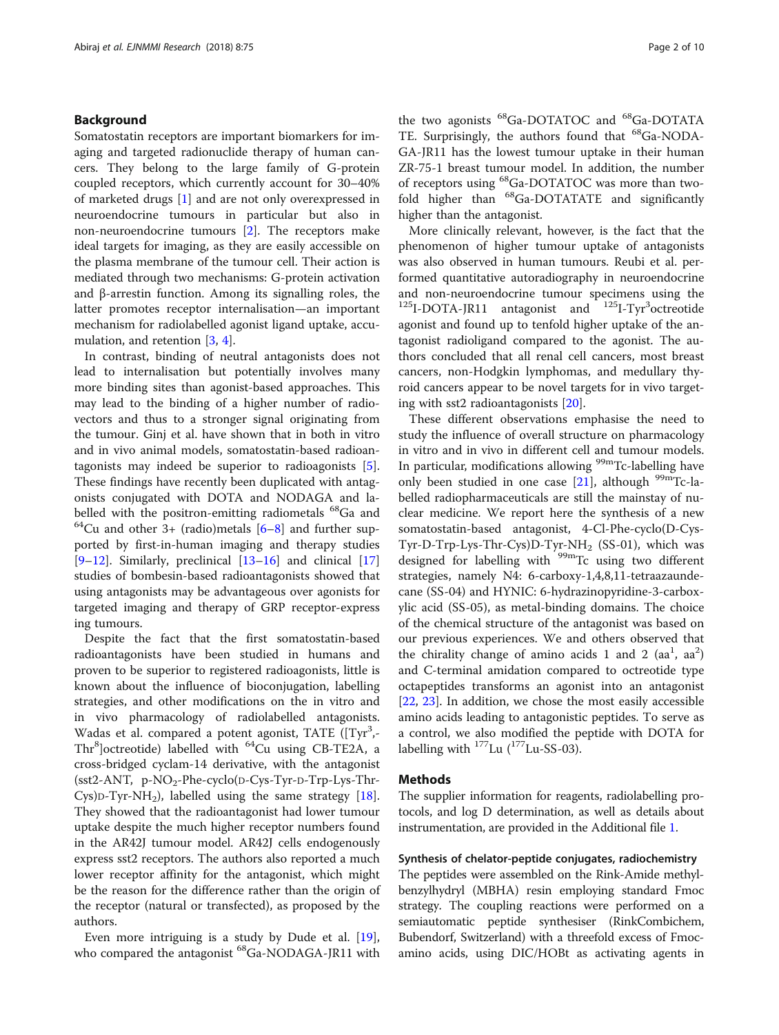## Background

Somatostatin receptors are important biomarkers for imaging and targeted radionuclide therapy of human cancers. They belong to the large family of G-protein coupled receptors, which currently account for 30–40% of marketed drugs [1] and are not only overexpressed in neuroendocrine tumours in particular but also in non-neuroendocrine tumours [2]. The receptors make ideal targets for imaging, as they are easily accessible on the plasma membrane of the tumour cell. Their action is mediated through two mechanisms: G-protein activation and β-arrestin function. Among its signalling roles, the latter promotes receptor internalisation—an important mechanism for radiolabelled agonist ligand uptake, accumulation, and retention [3, 4].

In contrast, binding of neutral antagonists does not lead to internalisation but potentially involves many more binding sites than agonist-based approaches. This may lead to the binding of a higher number of radiovectors and thus to a stronger signal originating from the tumour. Ginj et al. have shown that in both in vitro and in vivo animal models, somatostatin-based radioantagonists may indeed be superior to radioagonists [5]. These findings have recently been duplicated with antagonists conjugated with DOTA and NODAGA and labelled with the positron-emitting radiometals $^{68}$Ga and $^{64}$Cu and other 3+ (radio)metals [6–8] and further supported by first-in-human imaging and therapy studies [9–12]. Similarly, preclinical [13–16] and clinical [17] studies of bombesin-based radioantagonists showed that using antagonists may be advantageous over agonists for targeted imaging and therapy of GRP receptor-expressing tumours.

Despite the fact that the first somatostatin-based radioantagonists have been studied in humans and proven to be superior to registered radioagonists, little is known about the influence of bioconjugation, labelling strategies, and other modifications on the in vitro and in vivo pharmacology of radiolabelled antagonists. Wadas et al. compared a potent agonist, TATE ([Tyr$^3$,-Thr$^8$]octreotide) labelled with $^{64}$Cu using CB-TE2A, a cross-bridged cyclam-14 derivative, with the antagonist (sst2-ANT, p-$NO_2$-Phe-cyclo(D-Cys-Tyr-D-Trp-Lys-Thr-Cys)D-Tyr-$NH_2$), labelled using the same strategy [18]. They showed that the radioantagonist had lower tumour uptake despite the much higher receptor numbers found in the AR42J tumour model. AR42J cells endogenously express sst2 receptors. The authors also reported a much lower receptor affinity for the antagonist, which might be the reason for the difference rather than the origin of the receptor (natural or transfected), as proposed by the authors.

Even more intriguing is a study by Dude et al. [19], who compared the antagonist $^{68}$Ga-NODAGA-JR11 with the two agonists $^{68}$Ga-DOTATOC and $^{68}$Ga-DOTATATE. Surprisingly, the authors found that $^{68}$Ga-NODAGA-JR11 has the lowest tumour uptake in their human ZR-75-1 breast tumour model. In addition, the number of receptors using $^{68}$Ga-DOTATOC was more than twofold higher than $^{68}$Ga-DOTATATE and significantly higher than the antagonist.

More clinically relevant, however, is the fact that the phenomenon of higher tumour uptake of antagonists was also observed in human tumours. Reubi et al. performed quantitative autoradiography in neuroendocrine and non-neuroendocrine tumour specimens using the $^{125}$I-DOTA-JR11 antagonist and $^{125}$I-Tyr$^3$octreotide agonist and found up to tenfold higher uptake of the antagonist radioligand compared to the agonist. The authors concluded that all renal cell cancers, most breast cancers, non-Hodgkin lymphomas, and medullary thyroid cancers appear to be novel targets for in vivo targeting with sst2 radioantagonists [20].

These different observations emphasise the need to study the influence of overall structure on pharmacology in vitro and in vivo in different cell and tumour models. In particular, modifications allowing $^{99m}$Tc-labelling have only been studied in one case [21], although $^{99m}$Tc-labelled radiopharmaceuticals are still the mainstay of nuclear medicine. We report here the synthesis of a new somatostatin-based antagonist, 4-Cl-Phe-cyclo(D-Cys-Tyr-D-Trp-Lys-Thr-Cys)D-Tyr-$NH_2$ (SS-01), which was designed for labelling with $^{99m}$Tc using two different strategies, namely N4: 6-carboxy-1,4,8,11-tetraazaundecane (SS-04) and HYNIC: 6-hydrazinopyridine-3-carboxylic acid (SS-05), as metal-binding domains. The choice of the chemical structure of the antagonist was based on our previous experiences. We and others observed that the chirality change of amino acids 1 and 2 (aa$^1$, aa$^2$) and C-terminal amidation compared to octreotide type octapeptides transforms an agonist into an antagonist [22, 23]. In addition, we chose the most easily accessible amino acids leading to antagonistic peptides. To serve as a control, we also modified the peptide with DOTA for labelling with $^{177}$Lu ($^{177}$Lu-SS-03).

## Methods

The supplier information for reagents, radiolabelling protocols, and log D determination, as well as details about instrumentation, are provided in the Additional file 1.

### Synthesis of chelator-peptide conjugates, radiochemistry

The peptides were assembled on the Rink-Amide methylbenzylhydryl (MBHA) resin employing standard Fmoc strategy. The coupling reactions were performed on a semiautomatic peptide synthesiser (RinkCombichem, Bubendorf, Switzerland) with a threefold excess of Fmoc-amino acids, using DIC/HOBt as activating agents in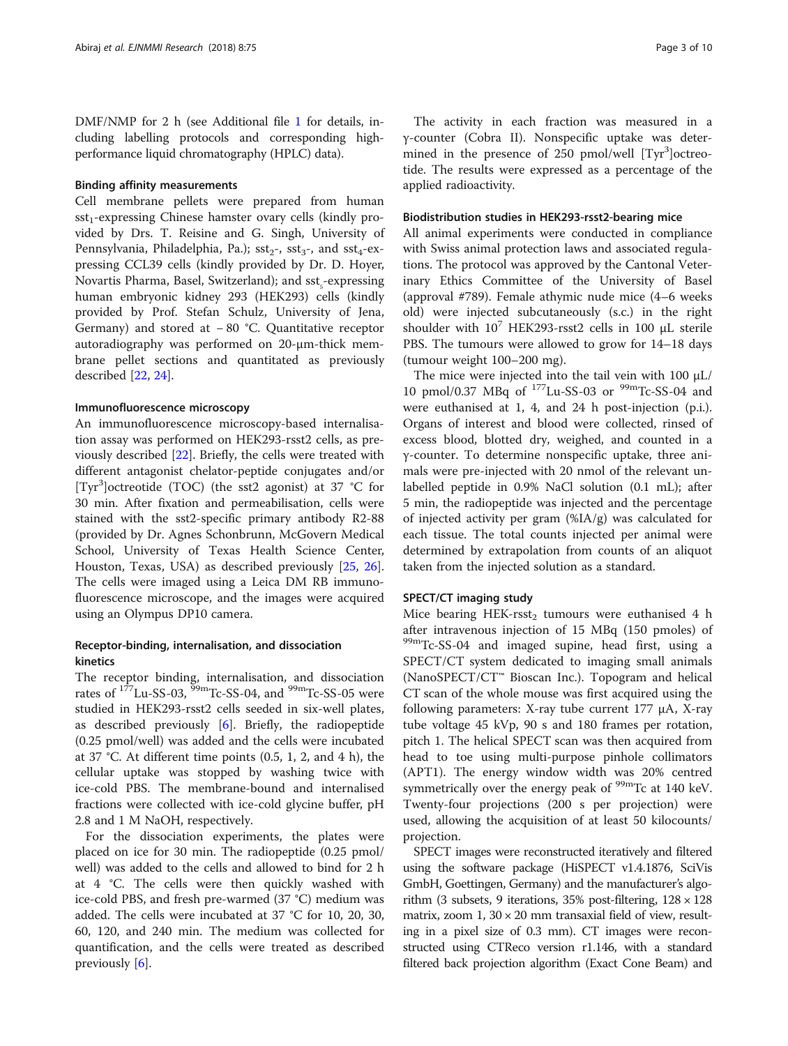DMF/NMP for 2 h (see Additional file 1 for details, including labelling protocols and corresponding high-performance liquid chromatography (HPLC) data).

### Binding affinity measurements

Cell membrane pellets were prepared from human $sst_1$-expressing Chinese hamster ovary cells (kindly provided by Drs. T. Reisine and G. Singh, University of Pennsylvania, Philadelphia, Pa.); $sst_2$-, $sst_3$-, and $sst_4$-expressing CCL39 cells (kindly provided by Dr. D. Hoyer, Novartis Pharma, Basel, Switzerland); and $sst_5$-expressing human embryonic kidney 293 (HEK293) cells (kindly provided by Prof. Stefan Schulz, University of Jena, Germany) and stored at − 80 °C. Quantitative receptor autoradiography was performed on 20-μm-thick membrane pellet sections and quantitated as previously described [22, 24].

### Immunofluorescence microscopy

An immunofluorescence microscopy-based internalisation assay was performed on HEK293-rsst2 cells, as previously described [22]. Briefly, the cells were treated with different antagonist chelator-peptide conjugates and/or [$Tyr^3$]octreotide (TOC) (the sst2 agonist) at 37 °C for 30 min. After fixation and permeabilisation, cells were stained with the sst2-specific primary antibody R2-88 (provided by Dr. Agnes Schonbrunn, McGovern Medical School, University of Texas Health Science Center, Houston, Texas, USA) as described previously [25, 26]. The cells were imaged using a Leica DM RB immunofluorescence microscope, and the images were acquired using an Olympus DP10 camera.

### Receptor-binding, internalisation, and dissociation kinetics

The receptor binding, internalisation, and dissociation rates of $^{177}$Lu-SS-03, $^{99m}$Tc-SS-04, and $^{99m}$Tc-SS-05 were studied in HEK293-rsst2 cells seeded in six-well plates, as described previously [6]. Briefly, the radiopeptide (0.25 pmol/well) was added and the cells were incubated at 37 °C. At different time points (0.5, 1, 2, and 4 h), the cellular uptake was stopped by washing twice with ice-cold PBS. The membrane-bound and internalised fractions were collected with ice-cold glycine buffer, pH 2.8 and 1 M NaOH, respectively.

For the dissociation experiments, the plates were placed on ice for 30 min. The radiopeptide (0.25 pmol/well) was added to the cells and allowed to bind for 2 h at 4 °C. The cells were then quickly washed with ice-cold PBS, and fresh pre-warmed (37 °C) medium was added. The cells were incubated at 37 °C for 10, 20, 30, 60, 120, and 240 min. The medium was collected for quantification, and the cells were treated as described previously [6].

The activity in each fraction was measured in a γ-counter (Cobra II). Nonspecific uptake was determined in the presence of 250 pmol/well [$Tyr^3$]octreotide. The results were expressed as a percentage of the applied radioactivity.

### Biodistribution studies in HEK293-rsst2-bearing mice

All animal experiments were conducted in compliance with Swiss animal protection laws and associated regulations. The protocol was approved by the Cantonal Veterinary Ethics Committee of the University of Basel (approval #789). Female athymic nude mice (4–6 weeks old) were injected subcutaneously (s.c.) in the right shoulder with $10^7$ HEK293-rsst2 cells in 100 μL sterile PBS. The tumours were allowed to grow for 14–18 days (tumour weight 100–200 mg).

The mice were injected into the tail vein with 100 μL/10 pmol/0.37 MBq of $^{177}$Lu-SS-03 or $^{99m}$Tc-SS-04 and were euthanised at 1, 4, and 24 h post-injection (p.i.). Organs of interest and blood were collected, rinsed of excess blood, blotted dry, weighed, and counted in a γ-counter. To determine nonspecific uptake, three animals were pre-injected with 20 nmol of the relevant unlabelled peptide in 0.9% NaCl solution (0.1 mL); after 5 min, the radiopeptide was injected and the percentage of injected activity per gram (%IA/g) was calculated for each tissue. The total counts injected per animal were determined by extrapolation from counts of an aliquot taken from the injected solution as a standard.

### SPECT/CT imaging study

Mice bearing HEK-$rsst_2$ tumours were euthanised 4 h after intravenous injection of 15 MBq (150 pmoles) of $^{99m}$Tc-SS-04 and imaged supine, head first, using a SPECT/CT system dedicated to imaging small animals (NanoSPECT/CT™ Bioscan Inc.). Topogram and helical CT scan of the whole mouse was first acquired using the following parameters: X-ray tube current 177 μA, X-ray tube voltage 45 kVp, 90 s and 180 frames per rotation, pitch 1. The helical SPECT scan was then acquired from head to toe using multi-purpose pinhole collimators (APT1). The energy window width was 20% centred symmetrically over the energy peak of $^{99m}$Tc at 140 keV. Twenty-four projections (200 s per projection) were used, allowing the acquisition of at least 50 kilocounts/projection.

SPECT images were reconstructed iteratively and filtered using the software package (HiSPECT v1.4.1876, SciVis GmbH, Goettingen, Germany) and the manufacturer's algorithm (3 subsets, 9 iterations, 35% post-filtering, 128 × 128 matrix, zoom 1, 30 × 20 mm transaxial field of view, resulting in a pixel size of 0.3 mm). CT images were reconstructed using CTReco version r1.146, with a standard filtered back projection algorithm (Exact Cone Beam) and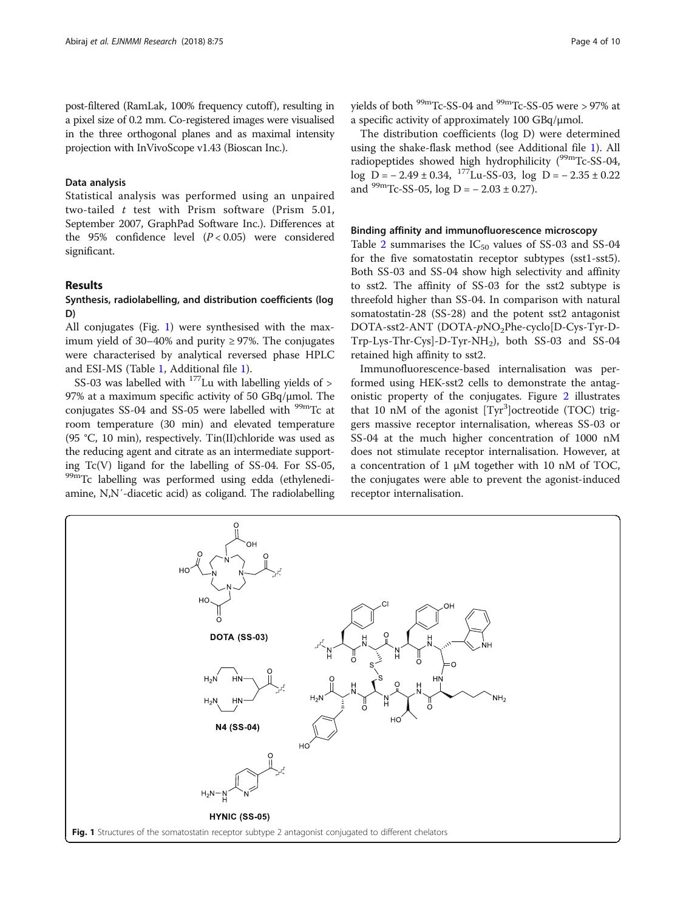post-filtered (RamLak, 100% frequency cutoff), resulting in a pixel size of 0.2 mm. Co-registered images were visualised in the three orthogonal planes and as maximal intensity projection with InVivoScope v1.43 (Bioscan Inc.).

### Data analysis

Statistical analysis was performed using an unpaired two-tailed *t* test with Prism software (Prism 5.01, September 2007, GraphPad Software Inc.). Differences at the 95% confidence level ($P < 0.05$) were considered significant.

## Results

### Synthesis, radiolabelling, and distribution coefficients (log D)

All conjugates (Fig. 1) were synthesised with the maximum yield of 30–40% and purity ≥ 97%. The conjugates were characterised by analytical reversed phase HPLC and ESI-MS (Table 1, Additional file 1).

SS-03 was labelled with $^{177}$Lu with labelling yields of > 97% at a maximum specific activity of 50 GBq/μmol. The conjugates SS-04 and SS-05 were labelled with $^{99m}$Tc at room temperature (30 min) and elevated temperature (95 °C, 10 min), respectively. Tin(II)chloride was used as the reducing agent and citrate as an intermediate supporting Tc(V) ligand for the labelling of SS-04. For SS-05, $^{99m}$Tc labelling was performed using edda (ethylenediamine, N,N′-diacetic acid) as coligand. The radiolabelling yields of both $^{99m}$Tc-SS-04 and $^{99m}$Tc-SS-05 were > 97% at a specific activity of approximately 100 GBq/μmol.

The distribution coefficients (log D) were determined using the shake-flask method (see Additional file 1). All radiopeptides showed high hydrophilicity ($^{99m}$Tc-SS-04, log D = − 2.49 ± 0.34, $^{177}$Lu-SS-03, log D = − 2.35 ± 0.22 and $^{99m}$Tc-SS-05, log D = − 2.03 ± 0.27).

### Binding affinity and immunofluorescence microscopy

Table 2 summarises the $IC_{50}$ values of SS-03 and SS-04 for the five somatostatin receptor subtypes (sst1-sst5). Both SS-03 and SS-04 show high selectivity and affinity to sst2. The affinity of SS-03 for the sst2 subtype is threefold higher than SS-04. In comparison with natural somatostatin-28 (SS-28) and the potent sst2 antagonist DOTA-sst2-ANT (DOTA-*p*$NO_2$Phe-cyclo[D-Cys-Tyr-D-Trp-Lys-Thr-Cys]-D-Tyr-$NH_2$), both SS-03 and SS-04 retained high affinity to sst2.

Immunofluorescence-based internalisation was performed using HEK-sst2 cells to demonstrate the antagonistic property of the conjugates. Figure 2 illustrates that 10 nM of the agonist [Tyr$^3$]octreotide (TOC) triggers massive receptor internalisation, whereas SS-03 or SS-04 at the much higher concentration of 1000 nM does not stimulate receptor internalisation. However, at a concentration of 1 μM together with 10 nM of TOC, the conjugates were able to prevent the agonist-induced receptor internalisation.

**Fig. 1** Structures of the somatostatin receptor subtype 2 antagonist conjugated to different chelators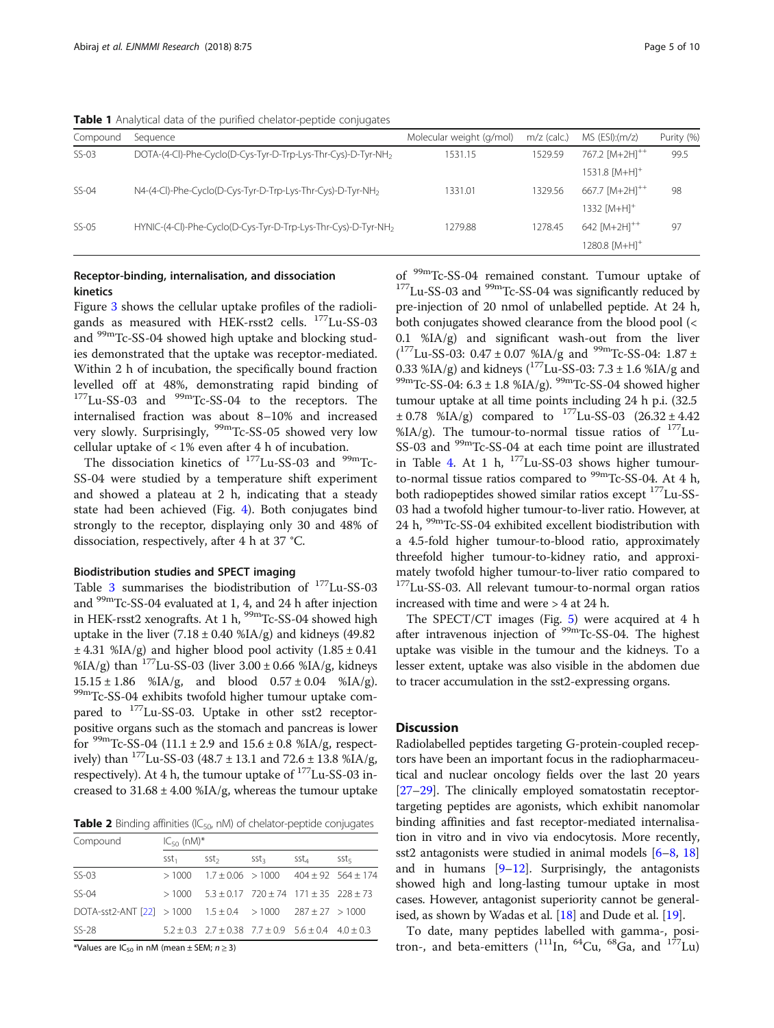**Table 1** Analytical data of the purified chelator-peptide conjugates

| Compound | Sequence | Molecular weight (g/mol) | m/z (calc.) | MS (ESI):(m/z) | Purity (%) |
|---|---|---|---|---|---|
| SS-03 | DOTA-(4-Cl)-Phe-Cyclo(D-Cys-Tyr-D-Trp-Lys-Thr-Cys)-D-Tyr-$NH_2$ | 1531.15 | 1529.59 | 767.2 $[M+2H]^{++}$ | 99.5 |
| | | | | 1531.8 $[M+H]^{+}$ | |
| SS-04 | N4-(4-Cl)-Phe-Cyclo(D-Cys-Tyr-D-Trp-Lys-Thr-Cys)-D-Tyr-$NH_2$ | 1331.01 | 1329.56 | 667.7 $[M+2H]^{++}$ | 98 |
| | | | | 1332 $[M+H]^{+}$ | |
| SS-05 | HYNIC-(4-Cl)-Phe-Cyclo(D-Cys-Tyr-D-Trp-Lys-Thr-Cys)-D-Tyr-$NH_2$ | 1279.88 | 1278.45 | 642 $[M+2H]^{++}$ | 97 |
| | | | | 1280.8 $[M+H]^{+}$ | |

### Receptor-binding, internalisation, and dissociation kinetics

Figure 3 shows the cellular uptake profiles of the radioligands as measured with HEK-rsst2 cells. $^{177}$Lu-SS-03 and $^{99m}$Tc-SS-04 showed high uptake and blocking studies demonstrated that the uptake was receptor-mediated. Within 2 h of incubation, the specifically bound fraction levelled off at 48%, demonstrating rapid binding of $^{177}$Lu-SS-03 and $^{99m}$Tc-SS-04 to the receptors. The internalised fraction was about 8–10% and increased very slowly. Surprisingly, $^{99m}$Tc-SS-05 showed very low cellular uptake of < 1% even after 4 h of incubation.

The dissociation kinetics of $^{177}$Lu-SS-03 and $^{99m}$Tc-SS-04 were studied by a temperature shift experiment and showed a plateau at 2 h, indicating that a steady state had been achieved (Fig. 4). Both conjugates bind strongly to the receptor, displaying only 30 and 48% of dissociation, respectively, after 4 h at 37 °C.

### Biodistribution studies and SPECT imaging

Table 3 summarises the biodistribution of $^{177}$Lu-SS-03 and $^{99m}$Tc-SS-04 evaluated at 1, 4, and 24 h after injection in HEK-rsst2 xenografts. At 1 h, $^{99m}$Tc-SS-04 showed high uptake in the liver (7.18 ± 0.40 %IA/g) and kidneys (49.82 ± 4.31 %IA/g) and higher blood pool activity (1.85 ± 0.41 %IA/g) than $^{177}$Lu-SS-03 (liver 3.00 ± 0.66 %IA/g, kidneys 15.15 ± 1.86 %IA/g, and blood 0.57 ± 0.04 %IA/g). $^{99m}$Tc-SS-04 exhibits twofold higher tumour uptake compared to $^{177}$Lu-SS-03. Uptake in other sst2 receptor-positive organs such as the stomach and pancreas is lower for $^{99m}$Tc-SS-04 (11.1 ± 2.9 and 15.6 ± 0.8 %IA/g, respectively) than $^{177}$Lu-SS-03 (48.7 ± 13.1 and 72.6 ± 13.8 %IA/g, respectively). At 4 h, the tumour uptake of $^{177}$Lu-SS-03 increased to 31.68 ± 4.00 %IA/g, whereas the tumour uptake of $^{99m}$Tc-SS-04 remained constant. Tumour uptake of $^{177}$Lu-SS-03 and $^{99m}$Tc-SS-04 was significantly reduced by pre-injection of 20 nmol of unlabelled peptide. At 24 h, both conjugates showed clearance from the blood pool (< 0.1 %IA/g) and significant wash-out from the liver ($^{177}$Lu-SS-03: 0.47 ± 0.07 %IA/g and $^{99m}$Tc-SS-04: 1.87 ± 0.33 %IA/g) and kidneys ($^{177}$Lu-SS-03: 7.3 ± 1.6 %IA/g and $^{99m}$Tc-SS-04: 6.3 ± 1.8 %IA/g). $^{99m}$Tc-SS-04 showed higher tumour uptake at all time points including 24 h p.i. (32.5 ± 0.78 %IA/g) compared to $^{177}$Lu-SS-03 (26.32 ± 4.42 %IA/g). The tumour-to-normal tissue ratios of $^{177}$Lu-SS-03 and $^{99m}$Tc-SS-04 at each time point are illustrated in Table 4. At 1 h, $^{177}$Lu-SS-03 shows higher tumour-to-normal tissue ratios compared to $^{99m}$Tc-SS-04. At 4 h, both radiopeptides showed similar ratios except $^{177}$Lu-SS-03 had a twofold higher tumour-to-liver ratio. However, at 24 h, $^{99m}$Tc-SS-04 exhibited excellent biodistribution with a 4.5-fold higher tumour-to-blood ratio, approximately threefold higher tumour-to-kidney ratio, and approximately twofold higher tumour-to-liver ratio compared to $^{177}$Lu-SS-03. All relevant tumour-to-normal organ ratios increased with time and were > 4 at 24 h.

The SPECT/CT images (Fig. 5) were acquired at 4 h after intravenous injection of $^{99m}$Tc-SS-04. The highest uptake was visible in the tumour and the kidneys. To a lesser extent, uptake was also visible in the abdomen due to tracer accumulation in the sst2-expressing organs.

**Table 2** Binding affinities ($IC_{50}$, nM) of chelator-peptide conjugates

| Compound | $IC_{50}$ (nM)* | | | | |
|---|---|---|---|---|---|
| | $sst_1$ | $sst_2$ | $sst_3$ | $sst_4$ | $sst_5$ |
| SS-03 | > 1000 | 1.7 ± 0.06 | > 1000 | 404 ± 92 | 564 ± 174 |
| SS-04 | > 1000 | 5.3 ± 0.17 | 720 ± 74 | 171 ± 35 | 228 ± 73 |
| DOTA-sst2-ANT [22] | > 1000 | 1.5 ± 0.4 | > 1000 | 287 ± 27 | > 1000 |
| SS-28 | 5.2 ± 0.3 | 2.7 ± 0.38 | 7.7 ± 0.9 | 5.6 ± 0.4 | 4.0 ± 0.3 |

*Values are $IC_{50}$ in nM (mean ± SEM; $n \geq 3$)

## Discussion

Radiolabelled peptides targeting G-protein-coupled receptors have been an important focus in the radiopharmaceutical and nuclear oncology fields over the last 20 years [27–29]. The clinically employed somatostatin receptor-targeting peptides are agonists, which exhibit nanomolar binding affinities and fast receptor-mediated internalisation in vitro and in vivo via endocytosis. More recently, sst2 antagonists were studied in animal models [6–8, 18] and in humans [9–12]. Surprisingly, the antagonists showed high and long-lasting tumour uptake in most cases. However, antagonist superiority cannot be generalised, as shown by Wadas et al. [18] and Dude et al. [19].

To date, many peptides labelled with gamma-, positron-, and beta-emitters ($^{111}$In, $^{64}$Cu, $^{68}$Ga, and $^{177}$Lu)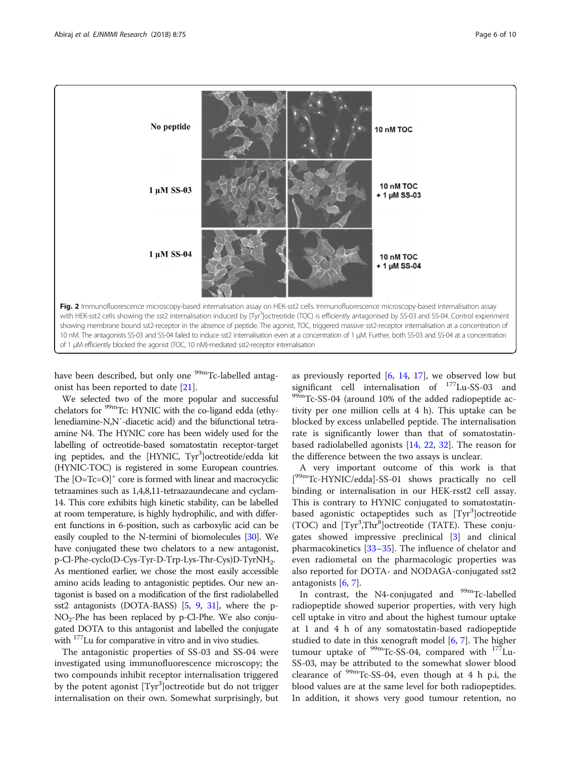**Fig. 2** Immunofluorescence microscopy-based internalisation assay on HEK-sst2 cells. Immunofluorescence microscopy-based internalisation assay with HEK-sst2 cells showing the sst2 internalisation induced by [Tyr$^3$]octreotide (TOC) is efficiently antagonised by SS-03 and SS-04. Control experiment showing membrane bound sst2-receptor in the absence of peptide. The agonist, TOC, triggered massive sst2-receptor internalisation at a concentration of 10 nM. The antagonists SS-03 and SS-04 failed to induce sst2 internalisation even at a concentration of 1 μM. Further, both SS-03 and SS-04 at a concentration of 1 μM efficiently blocked the agonist (TOC, 10 nM)-mediated sst2-receptor internalisation

have been described, but only one $^{99m}$Tc-labelled antagonist has been reported to date [21].

We selected two of the more popular and successful chelators for $^{99m}$Tc: HYNIC with the co-ligand edda (ethylenediamine-N,N′-diacetic acid) and the bifunctional tetraamine N4. The HYNIC core has been widely used for the labelling of octreotide-based somatostatin receptor-targeting peptides, and the [HYNIC, Tyr$^3$]octreotide/edda kit (HYNIC-TOC) is registered in some European countries. The $[O{=}Tc{=}O]^+$ core is formed with linear and macrocyclic tetraamines such as 1,4,8,11-tetraazaundecane and cyclam-14. This core exhibits high kinetic stability, can be labelled at room temperature, is highly hydrophilic, and with different functions in 6-position, such as carboxylic acid can be easily coupled to the N-termini of biomolecules [30]. We have conjugated these two chelators to a new antagonist, p-Cl-Phe-cyclo(D-Cys-Tyr-D-Trp-Lys-Thr-Cys)D-Tyr$NH_2$. As mentioned earlier, we chose the most easily accessible amino acids leading to antagonistic peptides. Our new antagonist is based on a modification of the first radiolabelled sst2 antagonists (DOTA-BASS) [5, 9, 31], where the p-$NO_2$-Phe has been replaced by p-Cl-Phe. We also conjugated DOTA to this antagonist and labelled the conjugate with $^{177}$Lu for comparative in vitro and in vivo studies.

The antagonistic properties of SS-03 and SS-04 were investigated using immunofluorescence microscopy; the two compounds inhibit receptor internalisation triggered by the potent agonist [Tyr$^3$]octreotide but do not trigger internalisation on their own. Somewhat surprisingly, but as previously reported [6, 14, 17], we observed low but significant cell internalisation of $^{177}$Lu-SS-03 and $^{99m}$Tc-SS-04 (around 10% of the added radiopeptide activity per one million cells at 4 h). This uptake can be blocked by excess unlabelled peptide. The internalisation rate is significantly lower than that of somatostatin-based radiolabelled agonists [14, 22, 32]. The reason for the difference between the two assays is unclear.

A very important outcome of this work is that [$^{99m}$Tc-HYNIC/edda]-SS-01 shows practically no cell binding or internalisation in our HEK-rsst2 cell assay. This is contrary to HYNIC conjugated to somatostatin-based agonistic octapeptides such as [Tyr$^3$]octreotide (TOC) and [Tyr$^3$,Thr$^8$]octreotide (TATE). These conjugates showed impressive preclinical [3] and clinical pharmacokinetics [33–35]. The influence of chelator and even radiometal on the pharmacologic properties was also reported for DOTA- and NODAGA-conjugated sst2 antagonists [6, 7].

In contrast, the N4-conjugated and $^{99m}$Tc-labelled radiopeptide showed superior properties, with very high cell uptake in vitro and about the highest tumour uptake at 1 and 4 h of any somatostatin-based radiopeptide studied to date in this xenograft model [6, 7]. The higher tumour uptake of $^{99m}$Tc-SS-04, compared with $^{177}$Lu-SS-03, may be attributed to the somewhat slower blood clearance of $^{99m}$Tc-SS-04, even though at 4 h p.i, the blood values are at the same level for both radiopeptides. In addition, it shows very good tumour retention, no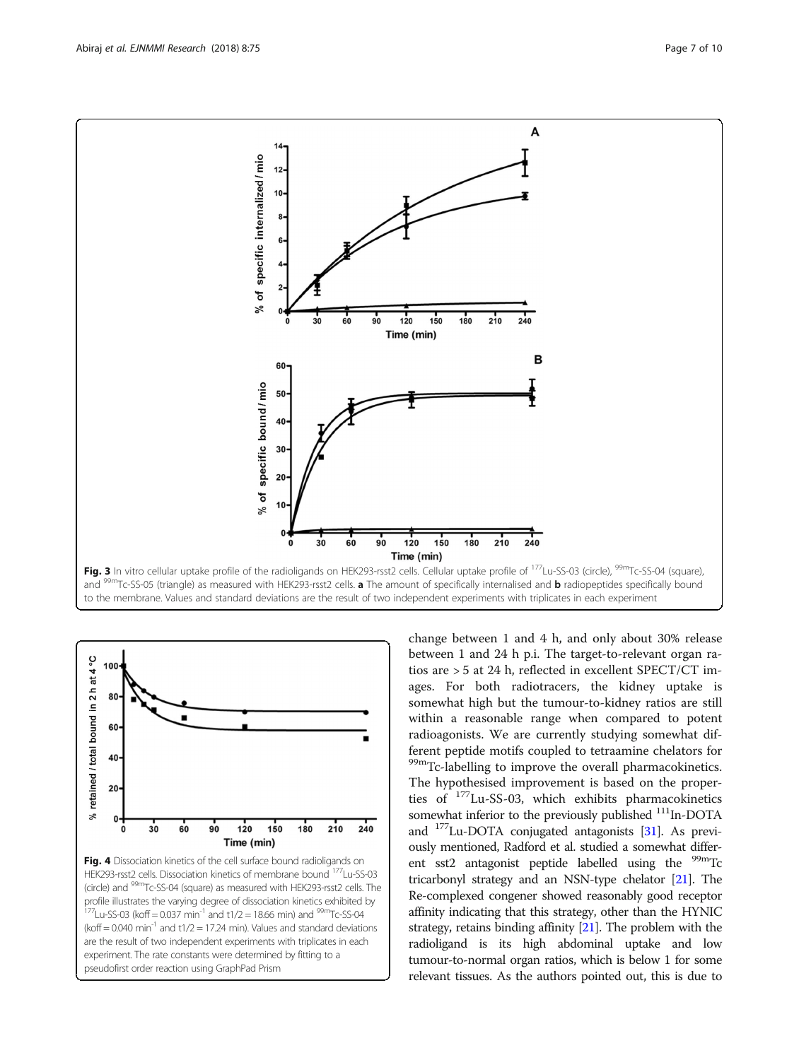**Fig. 3** In vitro cellular uptake profile of the radioligands on HEK293-rsst2 cells. Cellular uptake profile of $^{177}$Lu-SS-03 (circle), $^{99m}$Tc-SS-04 (square), and $^{99m}$Tc-SS-05 (triangle) as measured with HEK293-rsst2 cells. **a** The amount of specifically internalised and **b** radiopeptides specifically bound to the membrane. Values and standard deviations are the result of two independent experiments with triplicates in each experiment

**Fig. 4** Dissociation kinetics of the cell surface bound radioligands on HEK293-rsst2 cells. Dissociation kinetics of membrane bound $^{177}$Lu-SS-03 (circle) and $^{99m}$Tc-SS-04 (square) as measured with HEK293-rsst2 cells. The profile illustrates the varying degree of dissociation kinetics exhibited by $^{177}$Lu-SS-03 (koff = 0.037 min$^{-1}$ and t1/2 = 18.66 min) and $^{99m}$Tc-SS-04 (koff = 0.040 min$^{-1}$ and t1/2 = 17.24 min). Values and standard deviations are the result of two independent experiments with triplicates in each experiment. The rate constants were determined by fitting to a pseudofirst order reaction using GraphPad Prism

change between 1 and 4 h, and only about 30% release between 1 and 24 h p.i. The target-to-relevant organ ratios are > 5 at 24 h, reflected in excellent SPECT/CT images. For both radiotracers, the kidney uptake is somewhat high but the tumour-to-kidney ratios are still within a reasonable range when compared to potent radioagonists. We are currently studying somewhat different peptide motifs coupled to tetraamine chelators for $^{99m}$Tc-labelling to improve the overall pharmacokinetics. The hypothesised improvement is based on the properties of $^{177}$Lu-SS-03, which exhibits pharmacokinetics somewhat inferior to the previously published $^{111}$In-DOTA and $^{177}$Lu-DOTA conjugated antagonists [31]. As previously mentioned, Radford et al. studied a somewhat different sst2 antagonist peptide labelled using the $^{99m}$Tc tricarbonyl strategy and an NSN-type chelator [21]. The Re-complexed congener showed reasonably good receptor affinity indicating that this strategy, other than the HYNIC strategy, retains binding affinity [21]. The problem with the radioligand is its high abdominal uptake and low tumour-to-normal organ ratios, which is below 1 for some relevant tissues. As the authors pointed out, this is due to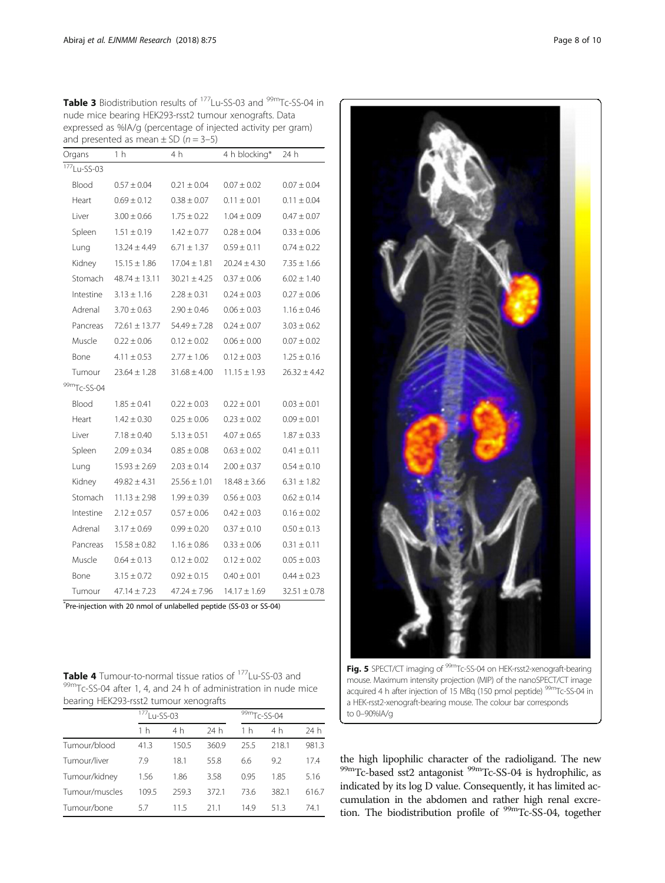**Table 3** Biodistribution results of $^{177}$Lu-SS-03 and $^{99m}$Tc-SS-04 in nude mice bearing HEK293-rsst2 tumour xenografts. Data expressed as %IA/g (percentage of injected activity per gram) and presented as mean ± SD ($n$ = 3–5)

| Organs | 1 h | 4 h | 4 h blocking* | 24 h |
|---|---|---|---|---|
| $^{177}$Lu-SS-03 | | | | |
| Blood | 0.57 ± 0.04 | 0.21 ± 0.04 | 0.07 ± 0.02 | 0.07 ± 0.04 |
| Heart | 0.69 ± 0.12 | 0.38 ± 0.07 | 0.11 ± 0.01 | 0.11 ± 0.04 |
| Liver | 3.00 ± 0.66 | 1.75 ± 0.22 | 1.04 ± 0.09 | 0.47 ± 0.07 |
| Spleen | 1.51 ± 0.19 | 1.42 ± 0.77 | 0.28 ± 0.04 | 0.33 ± 0.06 |
| Lung | 13.24 ± 4.49 | 6.71 ± 1.37 | 0.59 ± 0.11 | 0.74 ± 0.22 |
| Kidney | 15.15 ± 1.86 | 17.04 ± 1.81 | 20.24 ± 4.30 | 7.35 ± 1.66 |
| Stomach | 48.74 ± 13.11 | 30.21 ± 4.25 | 0.37 ± 0.06 | 6.02 ± 1.40 |
| Intestine | 3.13 ± 1.16 | 2.28 ± 0.31 | 0.24 ± 0.03 | 0.27 ± 0.06 |
| Adrenal | 3.70 ± 0.63 | 2.90 ± 0.46 | 0.06 ± 0.03 | 1.16 ± 0.46 |
| Pancreas | 72.61 ± 13.77 | 54.49 ± 7.28 | 0.24 ± 0.07 | 3.03 ± 0.62 |
| Muscle | 0.22 ± 0.06 | 0.12 ± 0.02 | 0.06 ± 0.00 | 0.07 ± 0.02 |
| Bone | 4.11 ± 0.53 | 2.77 ± 1.06 | 0.12 ± 0.03 | 1.25 ± 0.16 |
| Tumour | 23.64 ± 1.28 | 31.68 ± 4.00 | 11.15 ± 1.93 | 26.32 ± 4.42 |
| $^{99m}$Tc-SS-04 | | | | |
| Blood | 1.85 ± 0.41 | 0.22 ± 0.03 | 0.22 ± 0.01 | 0.03 ± 0.01 |
| Heart | 1.42 ± 0.30 | 0.25 ± 0.06 | 0.23 ± 0.02 | 0.09 ± 0.01 |
| Liver | 7.18 ± 0.40 | 5.13 ± 0.51 | 4.07 ± 0.65 | 1.87 ± 0.33 |
| Spleen | 2.09 ± 0.34 | 0.85 ± 0.08 | 0.63 ± 0.02 | 0.41 ± 0.11 |
| Lung | 15.93 ± 2.69 | 2.03 ± 0.14 | 2.00 ± 0.37 | 0.54 ± 0.10 |
| Kidney | 49.82 ± 4.31 | 25.56 ± 1.01 | 18.48 ± 3.66 | 6.31 ± 1.82 |
| Stomach | 11.13 ± 2.98 | 1.99 ± 0.39 | 0.56 ± 0.03 | 0.62 ± 0.14 |
| Intestine | 2.12 ± 0.57 | 0.57 ± 0.06 | 0.42 ± 0.03 | 0.16 ± 0.02 |
| Adrenal | 3.17 ± 0.69 | 0.99 ± 0.20 | 0.37 ± 0.10 | 0.50 ± 0.13 |
| Pancreas | 15.58 ± 0.82 | 1.16 ± 0.86 | 0.33 ± 0.06 | 0.31 ± 0.11 |
| Muscle | 0.64 ± 0.13 | 0.12 ± 0.02 | 0.12 ± 0.02 | 0.05 ± 0.03 |
| Bone | 3.15 ± 0.72 | 0.92 ± 0.15 | 0.40 ± 0.01 | 0.44 ± 0.23 |
| Tumour | 47.14 ± 7.23 | 47.24 ± 7.96 | 14.17 ± 1.69 | 32.51 ± 0.78 |

*Pre-injection with 20 nmol of unlabelled peptide (SS-03 or SS-04)

**Table 4** Tumour-to-normal tissue ratios of $^{177}$Lu-SS-03 and $^{99m}$Tc-SS-04 after 1, 4, and 24 h of administration in nude mice bearing HEK293-rsst2 tumour xenografts

| | $^{177}$Lu-SS-03 | | | $^{99m}$Tc-SS-04 | | |
|---|---|---|---|---|---|---|
| | 1 h | 4 h | 24 h | 1 h | 4 h | 24 h |
| Tumour/blood | 41.3 | 150.5 | 360.9 | 25.5 | 218.1 | 981.3 |
| Tumour/liver | 7.9 | 18.1 | 55.8 | 6.6 | 9.2 | 17.4 |
| Tumour/kidney | 1.56 | 1.86 | 3.58 | 0.95 | 1.85 | 5.16 |
| Tumour/muscles | 109.5 | 259.3 | 372.1 | 73.6 | 382.1 | 616.7 |
| Tumour/bone | 5.7 | 11.5 | 21.1 | 14.9 | 51.3 | 74.1 |

**Fig. 5** SPECT/CT imaging of $^{99m}$Tc-SS-04 on HEK-rsst2-xenograft-bearing mouse. Maximum intensity projection (MIP) of the nanoSPECT/CT image acquired 4 h after injection of 15 MBq (150 pmol peptide) $^{99m}$Tc-SS-04 in a HEK-rsst2-xenograft-bearing mouse. The colour bar corresponds to 0–90%IA/g

the high lipophilic character of the radioligand. The new $^{99m}$Tc-based sst2 antagonist $^{99m}$Tc-SS-04 is hydrophilic, as indicated by its log D value. Consequently, it has limited accumulation in the abdomen and rather high renal excretion. The biodistribution profile of $^{99m}$Tc-SS-04, together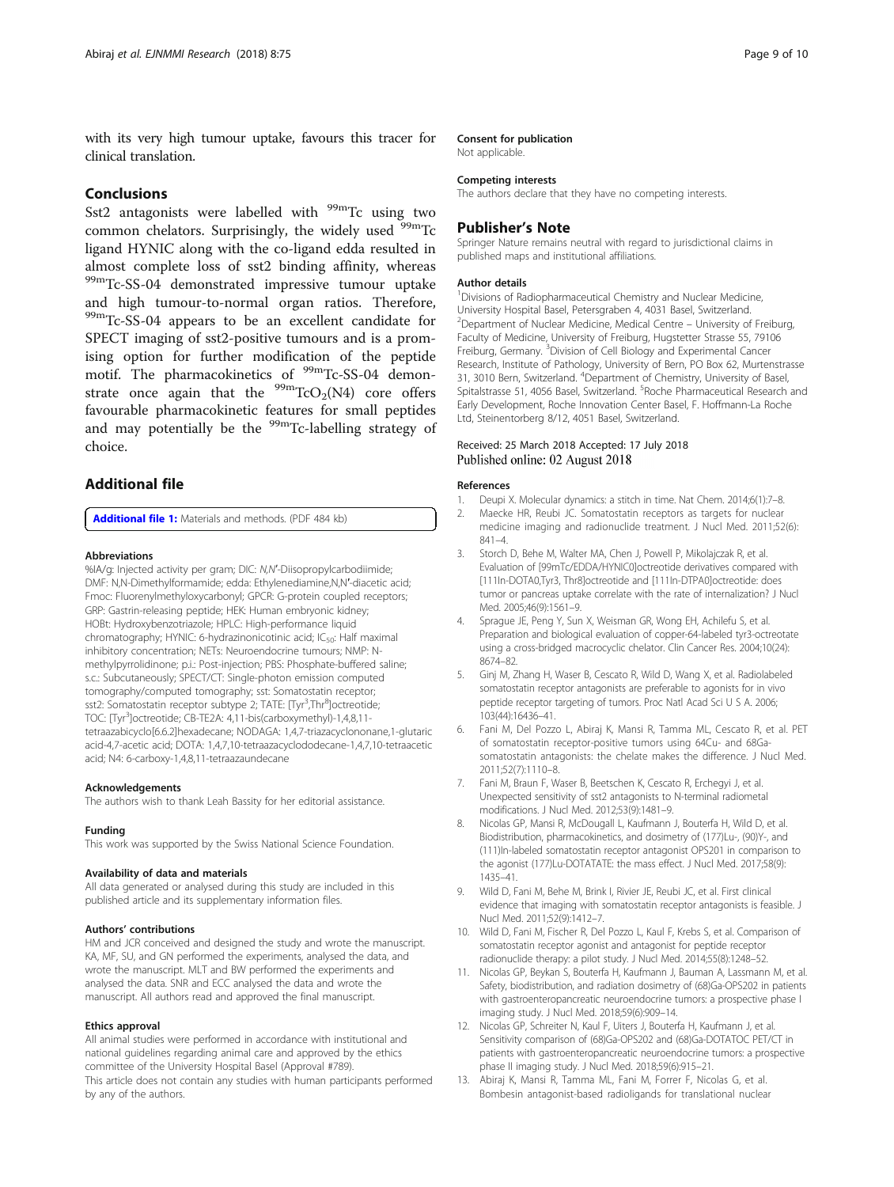with its very high tumour uptake, favours this tracer for clinical translation.

## Conclusions

Sst2 antagonists were labelled with $^{99m}$Tc using two common chelators. Surprisingly, the widely used $^{99m}$Tc ligand HYNIC along with the co-ligand edda resulted in almost complete loss of sst2 binding affinity, whereas $^{99m}$Tc-SS-04 demonstrated impressive tumour uptake and high tumour-to-normal organ ratios. Therefore, $^{99m}$Tc-SS-04 appears to be an excellent candidate for SPECT imaging of sst2-positive tumours and is a promising option for further modification of the peptide motif. The pharmacokinetics of $^{99m}$Tc-SS-04 demonstrate once again that the $^{99m}TcO_2(N4)$ core offers favourable pharmacokinetic features for small peptides and may potentially be the $^{99m}$Tc-labelling strategy of choice.

## Additional file

**Additional file 1:** Materials and methods. (PDF 484 kb)

### Abbreviations

%IA/g: Injected activity per gram; DIC: *N,N′*-Diisopropylcarbodiimide; DMF: N,N-Dimethylformamide; edda: Ethylenediamine,N,N′-diacetic acid; Fmoc: Fluorenylmethyloxycarbonyl; GPCR: G-protein coupled receptors; GRP: Gastrin-releasing peptide; HEK: Human embryonic kidney; HOBt: Hydroxybenzotriazole; HPLC: High-performance liquid chromatography; HYNIC: 6-hydrazinonicotinic acid; $IC_{50}$: Half maximal inhibitory concentration; NETs: Neuroendocrine tumours; NMP: N-methylpyrrolidinone; p.i.: Post-injection; PBS: Phosphate-buffered saline; s.c.: Subcutaneously; SPECT/CT: Single-photon emission computed tomography/computed tomography; sst: Somatostatin receptor; sst2: Somatostatin receptor subtype 2; TATE: [Tyr[3],Thr[8]]octreotide; TOC: [Tyr[3]]octreotide; CB-TE2A: 4,11-bis(carboxymethyl)-1,4,8,11-tetraazabicyclo[6.6.2]hexadecane; NODAGA: 1,4,7-triazacyclononane,1-glutaric acid-4,7-acetic acid; DOTA: 1,4,7,10-tetraazacyclododecane-1,4,7,10-tetraacetic acid; N4: 6-carboxy-1,4,8,11-tetraazaundecane

### Acknowledgements

The authors wish to thank Leah Bassity for her editorial assistance.

### Funding

This work was supported by the Swiss National Science Foundation.

### Availability of data and materials

All data generated or analysed during this study are included in this published article and its supplementary information files.

### Authors' contributions

HM and JCR conceived and designed the study and wrote the manuscript. KA, MF, SU, and GN performed the experiments, analysed the data, and wrote the manuscript. MLT and BW performed the experiments and analysed the data. SNR and ECC analysed the data and wrote the manuscript. All authors read and approved the final manuscript.

### Ethics approval

All animal studies were performed in accordance with institutional and national guidelines regarding animal care and approved by the ethics committee of the University Hospital Basel (Approval #789).
This article does not contain any studies with human participants performed by any of the authors.

### Consent for publication

Not applicable.

### Competing interests

The authors declare that they have no competing interests.

## Publisher's Note

Springer Nature remains neutral with regard to jurisdictional claims in published maps and institutional affiliations.

### Author details

[1]Divisions of Radiopharmaceutical Chemistry and Nuclear Medicine, University Hospital Basel, Petersgraben 4, 4031 Basel, Switzerland. [2]Department of Nuclear Medicine, Medical Centre – University of Freiburg, Faculty of Medicine, University of Freiburg, Hugstetter Strasse 55, 79106 Freiburg, Germany. [3]Division of Cell Biology and Experimental Cancer Research, Institute of Pathology, University of Bern, PO Box 62, Murtenstrasse 31, 3010 Bern, Switzerland. [4]Department of Chemistry, University of Basel, Spitalstrasse 51, 4056 Basel, Switzerland. [5]Roche Pharmaceutical Research and Early Development, Roche Innovation Center Basel, F. Hoffmann-La Roche Ltd, Steinentorberg 8/12, 4051 Basel, Switzerland.

Received: 25 March 2018 Accepted: 17 July 2018
Published online: 02 August 2018

### References

1. Deupi X. Molecular dynamics: a stitch in time. Nat Chem. 2014;6(1):7–8.
2. Maecke HR, Reubi JC. Somatostatin receptors as targets for nuclear medicine imaging and radionuclide treatment. J Nucl Med. 2011;52(6): 841–4.
3. Storch D, Behe M, Walter MA, Chen J, Powell P, Mikolajczak R, et al. Evaluation of [99mTc/EDDA/HYNIC0]octreotide derivatives compared with [111In-DOTA0,Tyr3, Thr8]octreotide and [111In-DTPA0]octreotide: does tumor or pancreas uptake correlate with the rate of internalization? J Nucl Med. 2005;46(9):1561–9.
4. Sprague JE, Peng Y, Sun X, Weisman GR, Wong EH, Achilefu S, et al. Preparation and biological evaluation of copper-64-labeled tyr3-octreotate using a cross-bridged macrocyclic chelator. Clin Cancer Res. 2004;10(24): 8674–82.
5. Ginj M, Zhang H, Waser B, Cescato R, Wild D, Wang X, et al. Radiolabeled somatostatin receptor antagonists are preferable to agonists for in vivo peptide receptor targeting of tumors. Proc Natl Acad Sci U S A. 2006; 103(44):16436–41.
6. Fani M, Del Pozzo L, Abiraj K, Mansi R, Tamma ML, Cescato R, et al. PET of somatostatin receptor-positive tumors using 64Cu- and 68Ga-somatostatin antagonists: the chelate makes the difference. J Nucl Med. 2011;52(7):1110–8.
7. Fani M, Braun F, Waser B, Beetschen K, Cescato R, Erchegyi J, et al. Unexpected sensitivity of sst2 antagonists to N-terminal radiometal modifications. J Nucl Med. 2012;53(9):1481–9.
8. Nicolas GP, Mansi R, McDougall L, Kaufmann J, Bouterfa H, Wild D, et al. Biodistribution, pharmacokinetics, and dosimetry of (177)Lu-, (90)Y-, and (111)In-labeled somatostatin receptor antagonist OPS201 in comparison to the agonist (177)Lu-DOTATATE: the mass effect. J Nucl Med. 2017;58(9): 1435–41.
9. Wild D, Fani M, Behe M, Brink I, Rivier JE, Reubi JC, et al. First clinical evidence that imaging with somatostatin receptor antagonists is feasible. J Nucl Med. 2011;52(9):1412–7.
10. Wild D, Fani M, Fischer R, Del Pozzo L, Kaul F, Krebs S, et al. Comparison of somatostatin receptor agonist and antagonist for peptide receptor radionuclide therapy: a pilot study. J Nucl Med. 2014;55(8):1248–52.
11. Nicolas GP, Beykan S, Bouterfa H, Kaufmann J, Bauman A, Lassmann M, et al. Safety, biodistribution, and radiation dosimetry of (68)Ga-OPS202 in patients with gastroenteropancreatic neuroendocrine tumors: a prospective phase I imaging study. J Nucl Med. 2018;59(6):909–14.
12. Nicolas GP, Schreiter N, Kaul F, Uiters J, Bouterfa H, Kaufmann J, et al. Sensitivity comparison of (68)Ga-OPS202 and (68)Ga-DOTATOC PET/CT in patients with gastroenteropancreatic neuroendocrine tumors: a prospective phase II imaging study. J Nucl Med. 2018;59(6):915–21.
13. Abiraj K, Mansi R, Tamma ML, Fani M, Forrer F, Nicolas G, et al. Bombesin antagonist-based radioligands for translational nuclear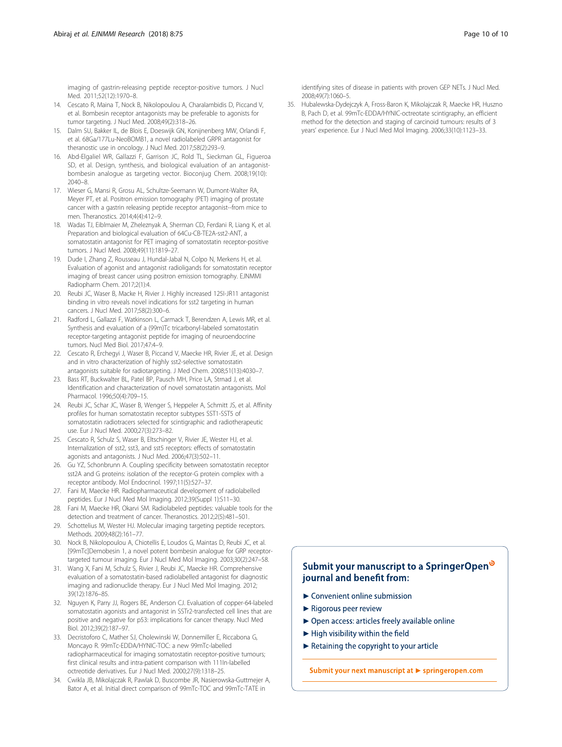imaging of gastrin-releasing peptide receptor-positive tumors. J Nucl Med. 2011;52(12):1970–8.

14. Cescato R, Maina T, Nock B, Nikolopoulou A, Charalambidis D, Piccand V, et al. Bombesin receptor antagonists may be preferable to agonists for tumor targeting. J Nucl Med. 2008;49(2):318–26.
15. Dalm SU, Bakker IL, de Blois E, Doeswijk GN, Konijnenberg MW, Orlandi F, et al. 68Ga/177Lu-NeoBOMB1, a novel radiolabeled GRPR antagonist for theranostic use in oncology. J Nucl Med. 2017;58(2):293–9.
16. Abd-Elgaliel WR, Gallazzi F, Garrison JC, Rold TL, Sieckman GL, Figueroa SD, et al. Design, synthesis, and biological evaluation of an antagonist-bombesin analogue as targeting vector. Bioconjug Chem. 2008;19(10):2040–8.
17. Wieser G, Mansi R, Grosu AL, Schultze-Seemann W, Dumont-Walter RA, Meyer PT, et al. Positron emission tomography (PET) imaging of prostate cancer with a gastrin releasing peptide receptor antagonist--from mice to men. Theranostics. 2014;4(4):412–9.
18. Wadas TJ, Eiblmaier M, Zheleznyak A, Sherman CD, Ferdani R, Liang K, et al. Preparation and biological evaluation of 64Cu-CB-TE2A-sst2-ANT, a somatostatin antagonist for PET imaging of somatostatin receptor-positive tumors. J Nucl Med. 2008;49(11):1819–27.
19. Dude I, Zhang Z, Rousseau J, Hundal-Jabal N, Colpo N, Merkens H, et al. Evaluation of agonist and antagonist radioligands for somatostatin receptor imaging of breast cancer using positron emission tomography. EJNMMI Radiopharm Chem. 2017;2(1):4.
20. Reubi JC, Waser B, Macke H, Rivier J. Highly increased 125I-JR11 antagonist binding in vitro reveals novel indications for sst2 targeting in human cancers. J Nucl Med. 2017;58(2):300–6.
21. Radford L, Gallazzi F, Watkinson L, Carmack T, Berendzen A, Lewis MR, et al. Synthesis and evaluation of a (99m)Tc tricarbonyl-labeled somatostatin receptor-targeting antagonist peptide for imaging of neuroendocrine tumors. Nucl Med Biol. 2017;47:4–9.
22. Cescato R, Erchegyi J, Waser B, Piccand V, Maecke HR, Rivier JE, et al. Design and in vitro characterization of highly sst2-selective somatostatin antagonists suitable for radiotargeting. J Med Chem. 2008;51(13):4030–7.
23. Bass RT, Buckwalter BL, Patel BP, Pausch MH, Price LA, Strnad J, et al. Identification and characterization of novel somatostatin antagonists. Mol Pharmacol. 1996;50(4):709–15.
24. Reubi JC, Schar JC, Waser B, Wenger S, Heppeler A, Schmitt JS, et al. Affinity profiles for human somatostatin receptor subtypes SST1-SST5 of somatostatin radiotracers selected for scintigraphic and radiotherapeutic use. Eur J Nucl Med. 2000;27(3):273–82.
25. Cescato R, Schulz S, Waser B, Eltschinger V, Rivier JE, Wester HJ, et al. Internalization of sst2, sst3, and sst5 receptors: effects of somatostatin agonists and antagonists. J Nucl Med. 2006;47(3):502–11.
26. Gu YZ, Schonbrunn A. Coupling specificity between somatostatin receptor sst2A and G proteins: isolation of the receptor-G protein complex with a receptor antibody. Mol Endocrinol. 1997;11(5):527–37.
27. Fani M, Maecke HR. Radiopharmaceutical development of radiolabelled peptides. Eur J Nucl Med Mol Imaging. 2012;39(Suppl 1):S11–30.
28. Fani M, Maecke HR, Okarvi SM. Radiolabeled peptides: valuable tools for the detection and treatment of cancer. Theranostics. 2012;2(5):481–501.
29. Schottelius M, Wester HJ. Molecular imaging targeting peptide receptors. Methods. 2009;48(2):161–77.
30. Nock B, Nikolopoulou A, Chiotellis E, Loudos G, Maintas D, Reubi JC, et al. [99mTc]Demobesin 1, a novel potent bombesin analogue for GRP receptor-targeted tumour imaging. Eur J Nucl Med Mol Imaging. 2003;30(2):247–58.
31. Wang X, Fani M, Schulz S, Rivier J, Reubi JC, Maecke HR. Comprehensive evaluation of a somatostatin-based radiolabelled antagonist for diagnostic imaging and radionuclide therapy. Eur J Nucl Med Mol Imaging. 2012;39(12):1876–85.
32. Nguyen K, Parry JJ, Rogers BE, Anderson CJ. Evaluation of copper-64-labeled somatostatin agonists and antagonist in SSTr2-transfected cell lines that are positive and negative for p53: implications for cancer therapy. Nucl Med Biol. 2012;39(2):187–97.
33. Decristoforo C, Mather SJ, Cholewinski W, Donnemiller E, Riccabona G, Moncayo R. 99mTc-EDDA/HYNIC-TOC: a new 99mTc-labelled radiopharmaceutical for imaging somatostatin receptor-positive tumours; first clinical results and intra-patient comparison with 111In-labelled octreotide derivatives. Eur J Nucl Med. 2000;27(9):1318–25.
34. Cwikla JB, Mikolajczak R, Pawlak D, Buscombe JR, Nasierowska-Guttmejer A, Bator A, et al. Initial direct comparison of 99mTc-TOC and 99mTc-TATE in identifying sites of disease in patients with proven GEP NETs. J Nucl Med. 2008;49(7):1060–5.
35. Hubalewska-Dydejczyk A, Fross-Baron K, Mikolajczak R, Maecke HR, Huszno B, Pach D, et al. 99mTc-EDDA/HYNIC-octreotate scintigraphy, an efficient method for the detection and staging of carcinoid tumours: results of 3 years' experience. Eur J Nucl Med Mol Imaging. 2006;33(10):1123–33.

**Submit your manuscript to a SpringerOpen journal and benefit from:**

- ► Convenient online submission
- ► Rigorous peer review
- ► Open access: articles freely available online
- ► High visibility within the field
- ► Retaining the copyright to your article

Submit your next manuscript at ► springeropen.com